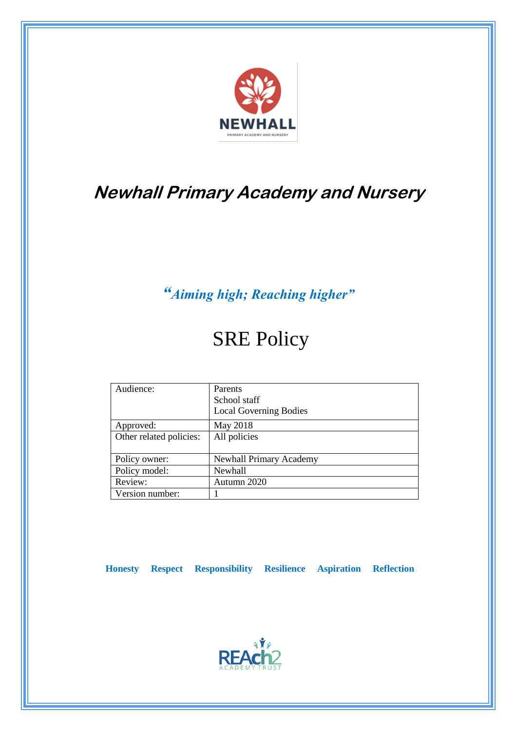# Newhall Primary Academy and Nursery

***"Aiming high; Reaching higher"***

# SRE Policy

| Audience: | Parents<br>School staff<br>Local Governing Bodies |
|---|---|
| Approved: | May 2018 |
| Other related policies: | All policies |
| Policy owner: | Newhall Primary Academy |
| Policy model: | Newhall |
| Review: | Autumn 2020 |
| Version number: | 1 |

**Honesty Respect Responsibility Resilience Aspiration Reflection**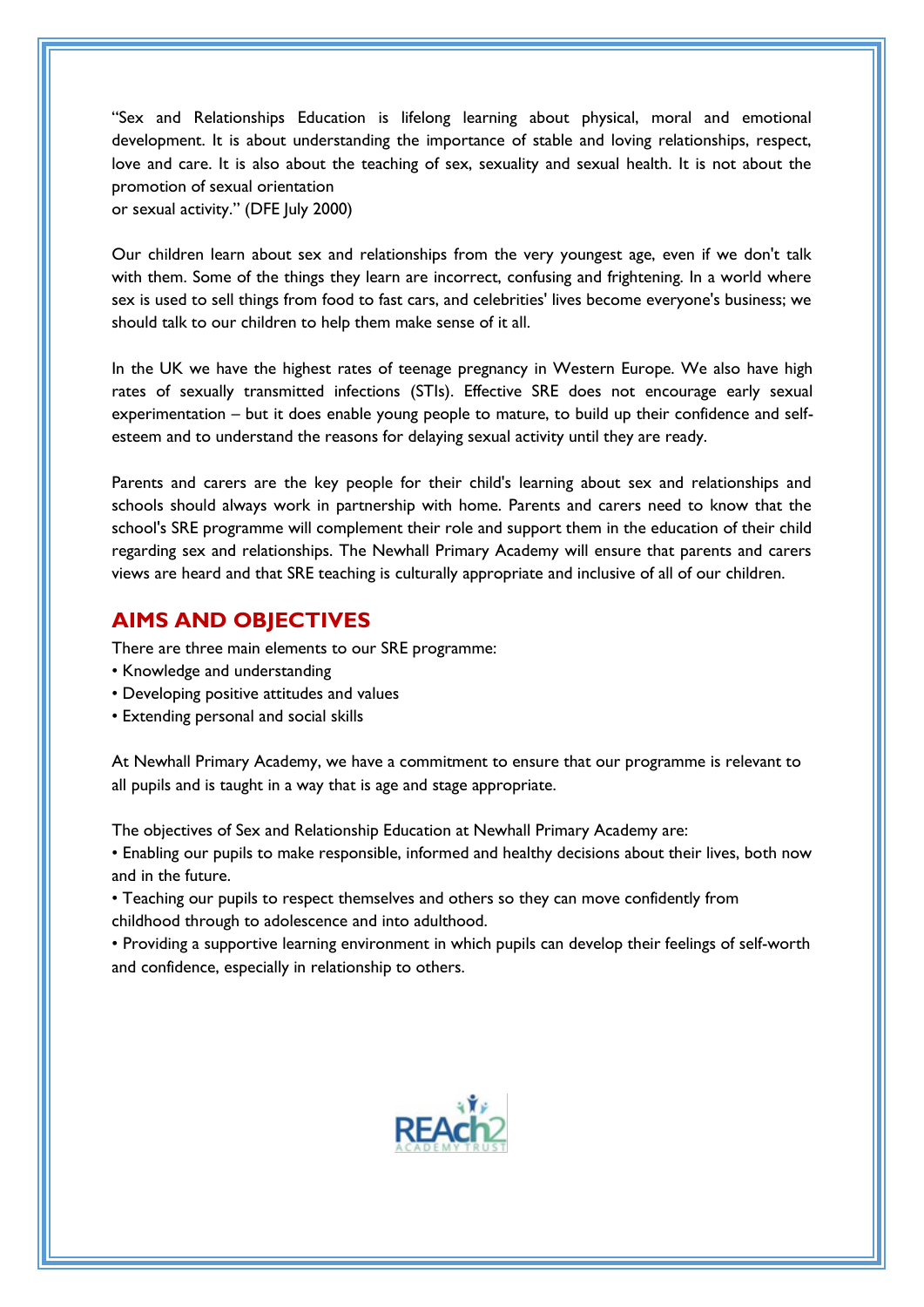"Sex and Relationships Education is lifelong learning about physical, moral and emotional development. It is about understanding the importance of stable and loving relationships, respect, love and care. It is also about the teaching of sex, sexuality and sexual health. It is not about the promotion of sexual orientation
or sexual activity." (DFE July 2000)

Our children learn about sex and relationships from the very youngest age, even if we don't talk with them. Some of the things they learn are incorrect, confusing and frightening. In a world where sex is used to sell things from food to fast cars, and celebrities' lives become everyone's business; we should talk to our children to help them make sense of it all.

In the UK we have the highest rates of teenage pregnancy in Western Europe. We also have high rates of sexually transmitted infections (STIs). Effective SRE does not encourage early sexual experimentation – but it does enable young people to mature, to build up their confidence and self-esteem and to understand the reasons for delaying sexual activity until they are ready.

Parents and carers are the key people for their child's learning about sex and relationships and schools should always work in partnership with home. Parents and carers need to know that the school's SRE programme will complement their role and support them in the education of their child regarding sex and relationships. The Newhall Primary Academy will ensure that parents and carers views are heard and that SRE teaching is culturally appropriate and inclusive of all of our children.

## AIMS AND OBJECTIVES

There are three main elements to our SRE programme:

- Knowledge and understanding
- Developing positive attitudes and values
- Extending personal and social skills

At Newhall Primary Academy, we have a commitment to ensure that our programme is relevant to all pupils and is taught in a way that is age and stage appropriate.

The objectives of Sex and Relationship Education at Newhall Primary Academy are:

- Enabling our pupils to make responsible, informed and healthy decisions about their lives, both now and in the future.
- Teaching our pupils to respect themselves and others so they can move confidently from childhood through to adolescence and into adulthood.
- Providing a supportive learning environment in which pupils can develop their feelings of self-worth and confidence, especially in relationship to others.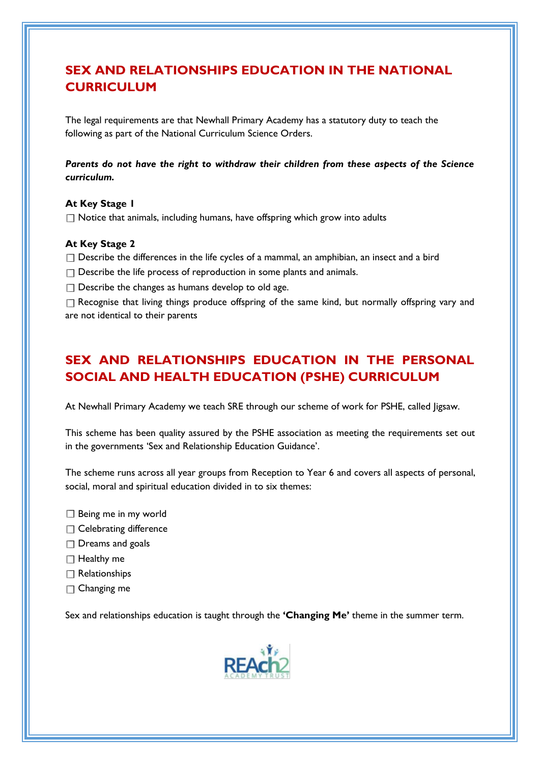## SEX AND RELATIONSHIPS EDUCATION IN THE NATIONAL CURRICULUM

The legal requirements are that Newhall Primary Academy has a statutory duty to teach the following as part of the National Curriculum Science Orders.

***Parents do not have the right to withdraw their children from these aspects of the Science curriculum.***

**At Key Stage 1**

- Notice that animals, including humans, have offspring which grow into adults

**At Key Stage 2**

- Describe the differences in the life cycles of a mammal, an amphibian, an insect and a bird
- Describe the life process of reproduction in some plants and animals.
- Describe the changes as humans develop to old age.
- Recognise that living things produce offspring of the same kind, but normally offspring vary and are not identical to their parents

## SEX AND RELATIONSHIPS EDUCATION IN THE PERSONAL SOCIAL AND HEALTH EDUCATION (PSHE) CURRICULUM

At Newhall Primary Academy we teach SRE through our scheme of work for PSHE, called Jigsaw.

This scheme has been quality assured by the PSHE association as meeting the requirements set out in the governments 'Sex and Relationship Education Guidance'.

The scheme runs across all year groups from Reception to Year 6 and covers all aspects of personal, social, moral and spiritual education divided in to six themes:

- Being me in my world
- Celebrating difference
- Dreams and goals
- Healthy me
- Relationships
- Changing me

Sex and relationships education is taught through the **'Changing Me'** theme in the summer term.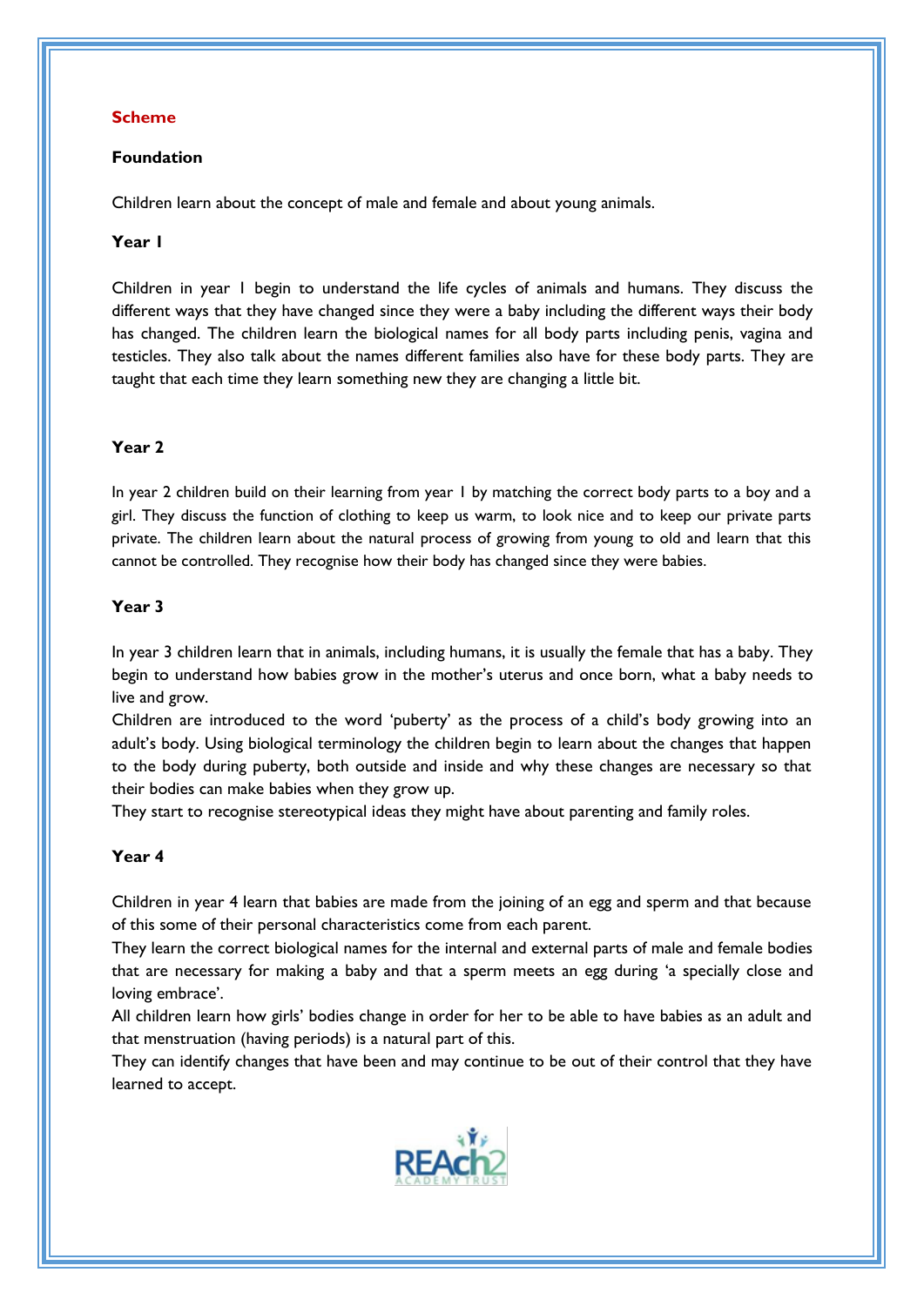## Scheme

### Foundation

Children learn about the concept of male and female and about young animals.

### Year 1

Children in year 1 begin to understand the life cycles of animals and humans. They discuss the different ways that they have changed since they were a baby including the different ways their body has changed. The children learn the biological names for all body parts including penis, vagina and testicles. They also talk about the names different families also have for these body parts. They are taught that each time they learn something new they are changing a little bit.

### Year 2

In year 2 children build on their learning from year 1 by matching the correct body parts to a boy and a girl. They discuss the function of clothing to keep us warm, to look nice and to keep our private parts private. The children learn about the natural process of growing from young to old and learn that this cannot be controlled. They recognise how their body has changed since they were babies.

### Year 3

In year 3 children learn that in animals, including humans, it is usually the female that has a baby. They begin to understand how babies grow in the mother's uterus and once born, what a baby needs to live and grow.

Children are introduced to the word 'puberty' as the process of a child's body growing into an adult's body. Using biological terminology the children begin to learn about the changes that happen to the body during puberty, both outside and inside and why these changes are necessary so that their bodies can make babies when they grow up.

They start to recognise stereotypical ideas they might have about parenting and family roles.

### Year 4

Children in year 4 learn that babies are made from the joining of an egg and sperm and that because of this some of their personal characteristics come from each parent.

They learn the correct biological names for the internal and external parts of male and female bodies that are necessary for making a baby and that a sperm meets an egg during 'a specially close and loving embrace'.

All children learn how girls' bodies change in order for her to be able to have babies as an adult and that menstruation (having periods) is a natural part of this.

They can identify changes that have been and may continue to be out of their control that they have learned to accept.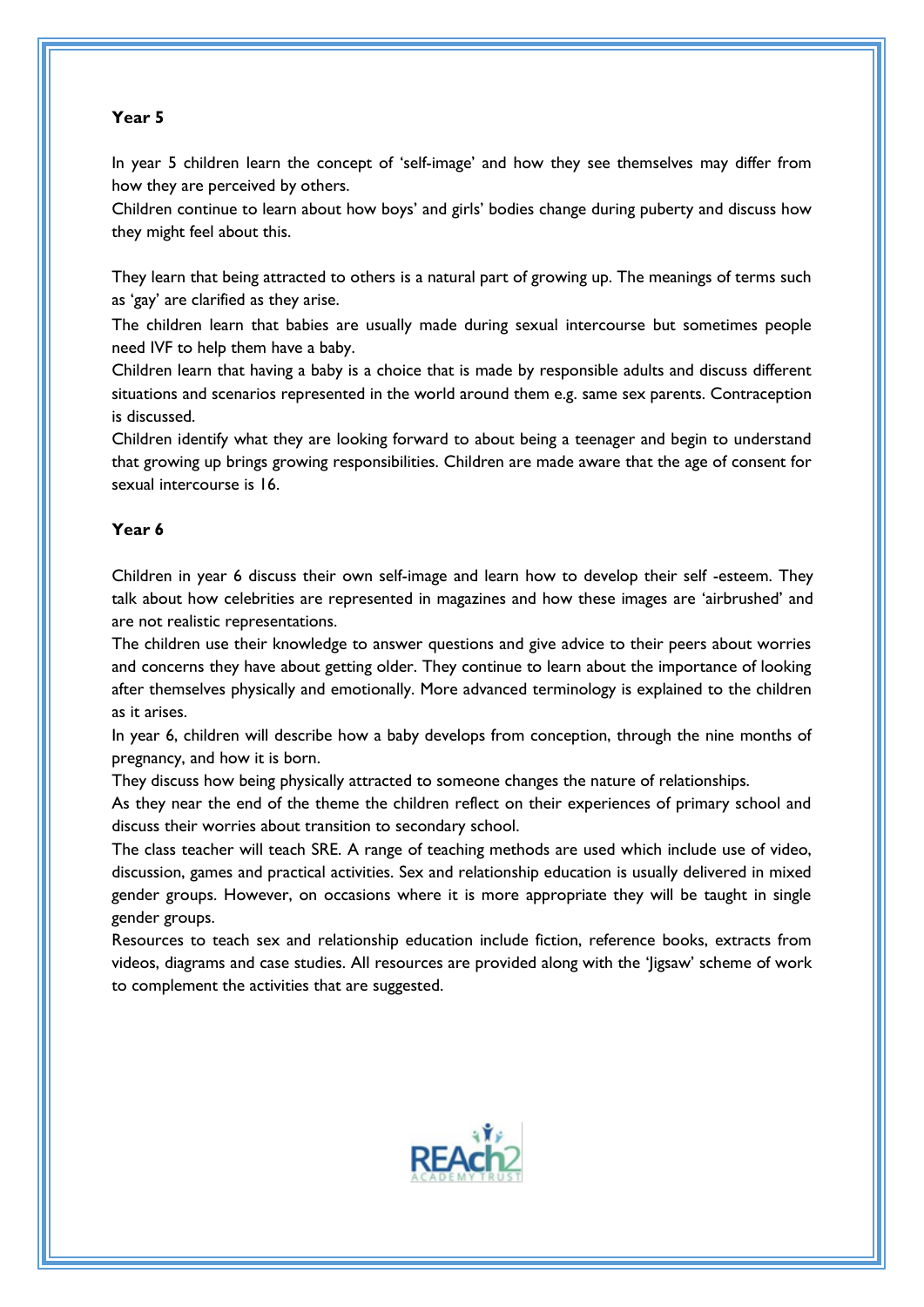**Year 5**

In year 5 children learn the concept of 'self-image' and how they see themselves may differ from how they are perceived by others.
Children continue to learn about how boys' and girls' bodies change during puberty and discuss how they might feel about this.

They learn that being attracted to others is a natural part of growing up. The meanings of terms such as 'gay' are clarified as they arise.
The children learn that babies are usually made during sexual intercourse but sometimes people need IVF to help them have a baby.
Children learn that having a baby is a choice that is made by responsible adults and discuss different situations and scenarios represented in the world around them e.g. same sex parents. Contraception is discussed.
Children identify what they are looking forward to about being a teenager and begin to understand that growing up brings growing responsibilities. Children are made aware that the age of consent for sexual intercourse is 16.

**Year 6**

Children in year 6 discuss their own self-image and learn how to develop their self -esteem. They talk about how celebrities are represented in magazines and how these images are 'airbrushed' and are not realistic representations.
The children use their knowledge to answer questions and give advice to their peers about worries and concerns they have about getting older. They continue to learn about the importance of looking after themselves physically and emotionally. More advanced terminology is explained to the children as it arises.
In year 6, children will describe how a baby develops from conception, through the nine months of pregnancy, and how it is born.
They discuss how being physically attracted to someone changes the nature of relationships.
As they near the end of the theme the children reflect on their experiences of primary school and discuss their worries about transition to secondary school.
The class teacher will teach SRE. A range of teaching methods are used which include use of video, discussion, games and practical activities. Sex and relationship education is usually delivered in mixed gender groups. However, on occasions where it is more appropriate they will be taught in single gender groups.
Resources to teach sex and relationship education include fiction, reference books, extracts from videos, diagrams and case studies. All resources are provided along with the 'Jigsaw' scheme of work to complement the activities that are suggested.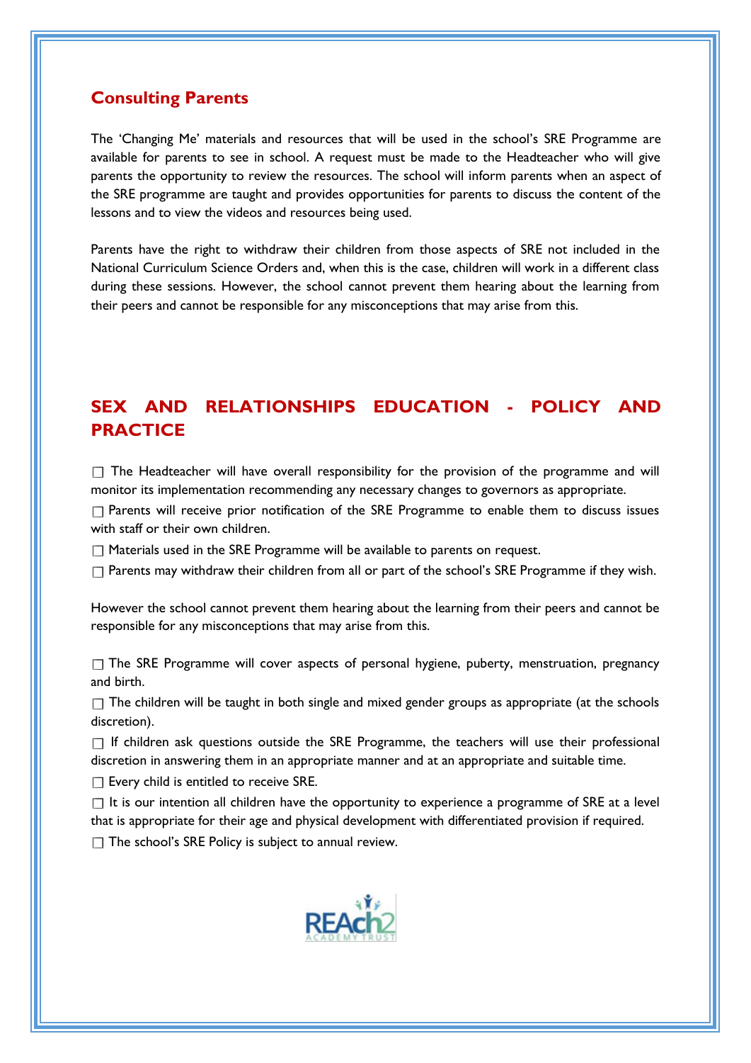## Consulting Parents

The 'Changing Me' materials and resources that will be used in the school's SRE Programme are available for parents to see in school. A request must be made to the Headteacher who will give parents the opportunity to review the resources. The school will inform parents when an aspect of the SRE programme are taught and provides opportunities for parents to discuss the content of the lessons and to view the videos and resources being used.

Parents have the right to withdraw their children from those aspects of SRE not included in the National Curriculum Science Orders and, when this is the case, children will work in a different class during these sessions. However, the school cannot prevent them hearing about the learning from their peers and cannot be responsible for any misconceptions that may arise from this.

## SEX AND RELATIONSHIPS EDUCATION - POLICY AND PRACTICE

- The Headteacher will have overall responsibility for the provision of the programme and will monitor its implementation recommending any necessary changes to governors as appropriate.
- Parents will receive prior notification of the SRE Programme to enable them to discuss issues with staff or their own children.
- Materials used in the SRE Programme will be available to parents on request.
- Parents may withdraw their children from all or part of the school's SRE Programme if they wish.

However the school cannot prevent them hearing about the learning from their peers and cannot be responsible for any misconceptions that may arise from this.

- The SRE Programme will cover aspects of personal hygiene, puberty, menstruation, pregnancy and birth.
- The children will be taught in both single and mixed gender groups as appropriate (at the schools discretion).
- If children ask questions outside the SRE Programme, the teachers will use their professional discretion in answering them in an appropriate manner and at an appropriate and suitable time.
- Every child is entitled to receive SRE.
- It is our intention all children have the opportunity to experience a programme of SRE at a level that is appropriate for their age and physical development with differentiated provision if required.
- The school's SRE Policy is subject to annual review.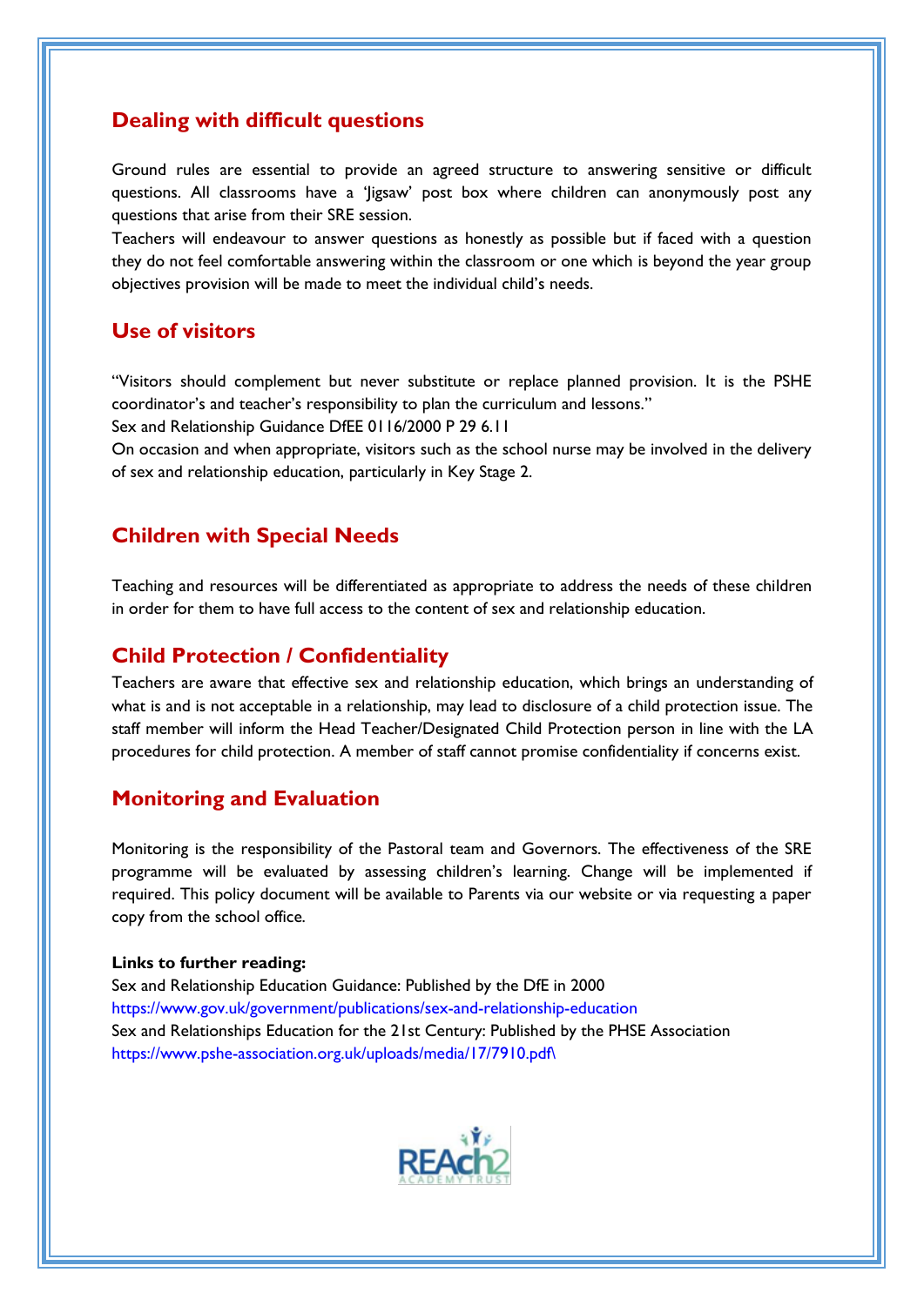## Dealing with difficult questions

Ground rules are essential to provide an agreed structure to answering sensitive or difficult questions. All classrooms have a 'Jigsaw' post box where children can anonymously post any questions that arise from their SRE session.

Teachers will endeavour to answer questions as honestly as possible but if faced with a question they do not feel comfortable answering within the classroom or one which is beyond the year group objectives provision will be made to meet the individual child's needs.

## Use of visitors

"Visitors should complement but never substitute or replace planned provision. It is the PSHE coordinator's and teacher's responsibility to plan the curriculum and lessons."

Sex and Relationship Guidance DfEE 0116/2000 P 29 6.11

On occasion and when appropriate, visitors such as the school nurse may be involved in the delivery of sex and relationship education, particularly in Key Stage 2.

## Children with Special Needs

Teaching and resources will be differentiated as appropriate to address the needs of these children in order for them to have full access to the content of sex and relationship education.

## Child Protection / Confidentiality

Teachers are aware that effective sex and relationship education, which brings an understanding of what is and is not acceptable in a relationship, may lead to disclosure of a child protection issue. The staff member will inform the Head Teacher/Designated Child Protection person in line with the LA procedures for child protection. A member of staff cannot promise confidentiality if concerns exist.

## Monitoring and Evaluation

Monitoring is the responsibility of the Pastoral team and Governors. The effectiveness of the SRE programme will be evaluated by assessing children's learning. Change will be implemented if required. This policy document will be available to Parents via our website or via requesting a paper copy from the school office.

**Links to further reading:**

Sex and Relationship Education Guidance: Published by the DfE in 2000

https://www.gov.uk/government/publications/sex-and-relationship-education

Sex and Relationships Education for the 21st Century: Published by the PHSE Association

https://www.pshe-association.org.uk/uploads/media/17/7910.pdf\